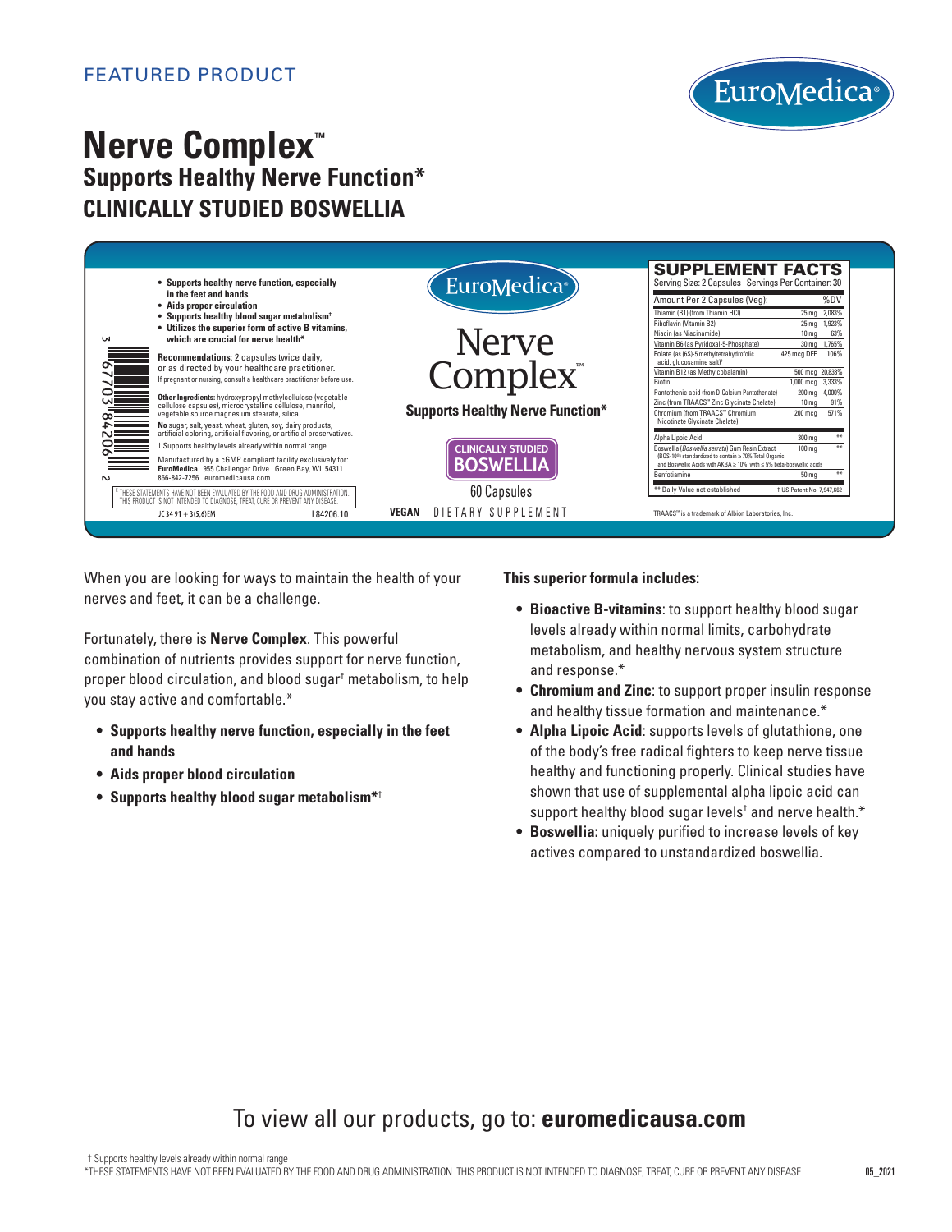FEATURED PRODUCT

EuroMedica®

# Nerve Complex™

## Supports Healthy Nerve Function*

## CLINICALLY STUDIED BOSWELLIA

- **Supports healthy nerve function, especially in the feet and hands**
- **Aids proper circulation**
- **Supports healthy blood sugar metabolism†**
- **Utilizes the superior form of active B vitamins, which are crucial for nerve health***

**Recommendations**: 2 capsules twice daily, or as directed by your healthcare practitioner.
If pregnant or nursing, consult a healthcare practitioner before use.

**Other Ingredients:** hydroxypropyl methylcellulose (vegetable cellulose capsules), microcrystalline cellulose, mannitol, vegetable source magnesium stearate, silica.

**No** sugar, salt, yeast, wheat, gluten, soy, dairy products, artificial coloring, artificial flavoring, or artificial preservatives.

† Supports healthy levels already within normal range

Manufactured by a cGMP compliant facility exclusively for:
**EuroMedica** 955 Challenger Drive Green Bay, WI 54311
866-842-7256 euromedicausa.com

* THESE STATEMENTS HAVE NOT BEEN EVALUATED BY THE FOOD AND DRUG ADMINISTRATION. THIS PRODUCT IS NOT INTENDED TO DIAGNOSE, TREAT, CURE OR PREVENT ANY DISEASE.

JC 34 91 + 3(5,6)EM L84206.10

3 67703 84206 2

EuroMedica®

Nerve Complex™

**Supports Healthy Nerve Function***

CLINICALLY STUDIED **BOSWELLIA**

60 Capsules

**VEGAN** DIETARY SUPPLEMENT

**SUPPLEMENT FACTS**

Serving Size: 2 Capsules Servings Per Container: 30

| Amount Per 2 Capsules (Veg): | | %DV |
|---|---|---|
| Thiamin (B1) (from Thiamin HCl) | 25 mg | 2,083% |
| Riboflavin (Vitamin B2) | 25 mg | 1,923% |
| Niacin (as Niacinamide) | 10 mg | 63% |
| Vitamin B6 (as Pyridoxal-5-Phosphate) | 30 mg | 1,765% |
| Folate (as (6S)-5 methyltetrahydrofolic acid, glucosamine salt)† | 425 mcg DFE | 106% |
| Vitamin B12 (as Methylcobalamin) | 500 mcg | 20,833% |
| Biotin | 1,000 mcg | 3,333% |
| Pantothenic acid (from D-Calcium Pantothenate) | 200 mg | 4,000% |
| Zinc (from TRAACS™ Zinc Glycinate Chelate) | 10 mg | 91% |
| Chromium (from TRAACS™ Chromium Nicotinate Glycinate Chelate) | 200 mcg | 571% |
| Alpha Lipoic Acid | 300 mg | ** |
| Boswellia (*Boswellia serrata*) Gum Resin Extract (BOS-10®) standardized to contain ≥ 70% Total Organic and Boswellic Acids with AKBA ≥ 10%, with ≤ 5% beta-boswellic acids | 100 mg | ** |
| Benfotiamine | 50 mg | ** |

** Daily Value not established † US Patent No. 7,947,662

TRAACS™ is a trademark of Albion Laboratories, Inc.

When you are looking for ways to maintain the health of your nerves and feet, it can be a challenge.

Fortunately, there is **Nerve Complex**. This powerful combination of nutrients provides support for nerve function, proper blood circulation, and blood sugar† metabolism, to help you stay active and comfortable.*

- **Supports healthy nerve function, especially in the feet and hands**
- **Aids proper blood circulation**
- **Supports healthy blood sugar metabolism*†**

**This superior formula includes:**

- **Bioactive B-vitamins**: to support healthy blood sugar levels already within normal limits, carbohydrate metabolism, and healthy nervous system structure and response.*
- **Chromium and Zinc**: to support proper insulin response and healthy tissue formation and maintenance.*
- **Alpha Lipoic Acid**: supports levels of glutathione, one of the body's free radical fighters to keep nerve tissue healthy and functioning properly. Clinical studies have shown that use of supplemental alpha lipoic acid can support healthy blood sugar levels† and nerve health.*
- **Boswellia:** uniquely purified to increase levels of key actives compared to unstandardized boswellia.

To view all our products, go to: **euromedicausa.com**

† Supports healthy levels already within normal range
*THESE STATEMENTS HAVE NOT BEEN EVALUATED BY THE FOOD AND DRUG ADMINISTRATION. THIS PRODUCT IS NOT INTENDED TO DIAGNOSE, TREAT, CURE OR PREVENT ANY DISEASE.

05_2021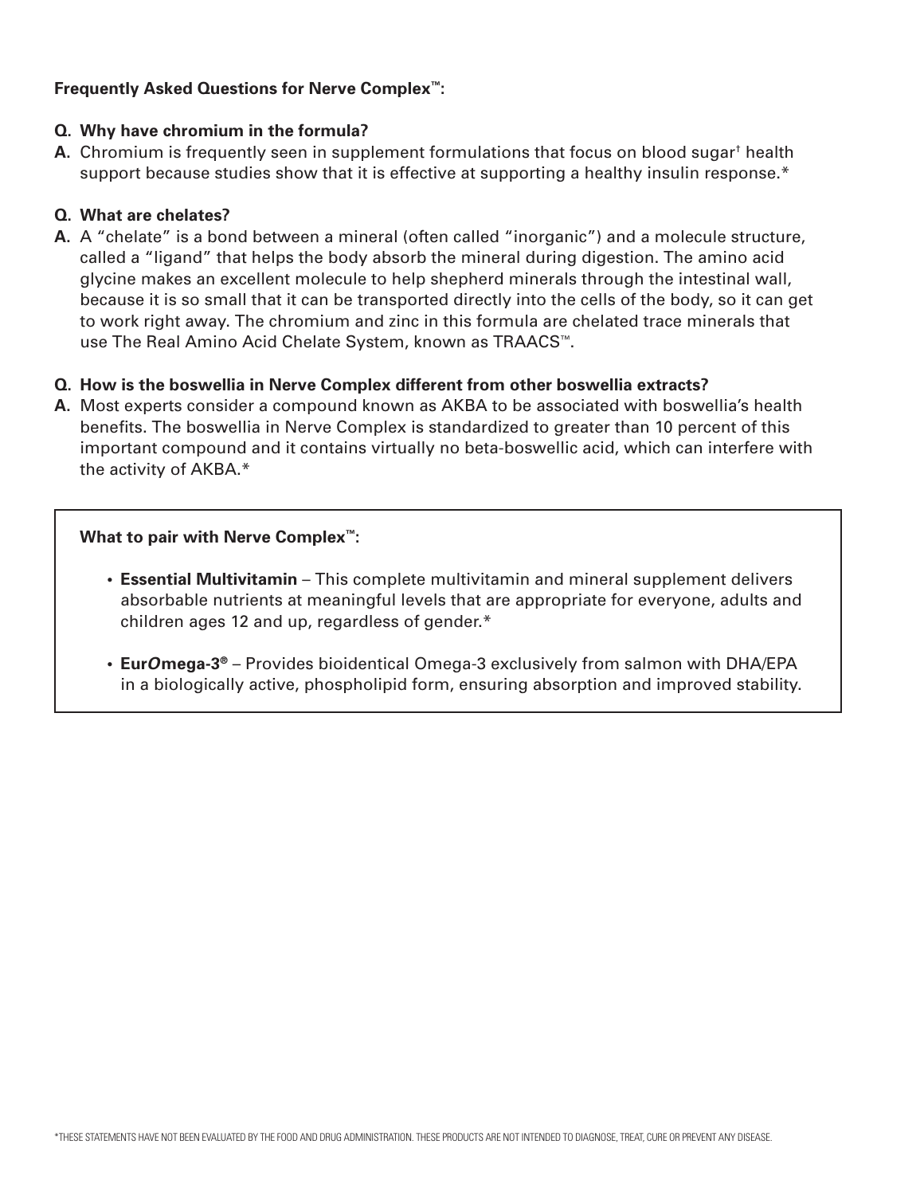**Frequently Asked Questions for Nerve Complex™:**

**Q. Why have chromium in the formula?**

**A.** Chromium is frequently seen in supplement formulations that focus on blood sugar† health support because studies show that it is effective at supporting a healthy insulin response.*

**Q. What are chelates?**

**A.** A "chelate" is a bond between a mineral (often called "inorganic") and a molecule structure, called a "ligand" that helps the body absorb the mineral during digestion. The amino acid glycine makes an excellent molecule to help shepherd minerals through the intestinal wall, because it is so small that it can be transported directly into the cells of the body, so it can get to work right away. The chromium and zinc in this formula are chelated trace minerals that use The Real Amino Acid Chelate System, known as TRAACS™.

**Q. How is the boswellia in Nerve Complex different from other boswellia extracts?**

**A.** Most experts consider a compound known as AKBA to be associated with boswellia's health benefits. The boswellia in Nerve Complex is standardized to greater than 10 percent of this important compound and it contains virtually no beta-boswellic acid, which can interfere with the activity of AKBA.*

**What to pair with Nerve Complex™:**

- **Essential Multivitamin** – This complete multivitamin and mineral supplement delivers absorbable nutrients at meaningful levels that are appropriate for everyone, adults and children ages 12 and up, regardless of gender.*
- **Eur*O*mega-3®** – Provides bioidentical Omega-3 exclusively from salmon with DHA/EPA in a biologically active, phospholipid form, ensuring absorption and improved stability.

*THESE STATEMENTS HAVE NOT BEEN EVALUATED BY THE FOOD AND DRUG ADMINISTRATION. THESE PRODUCTS ARE NOT INTENDED TO DIAGNOSE, TREAT, CURE OR PREVENT ANY DISEASE.